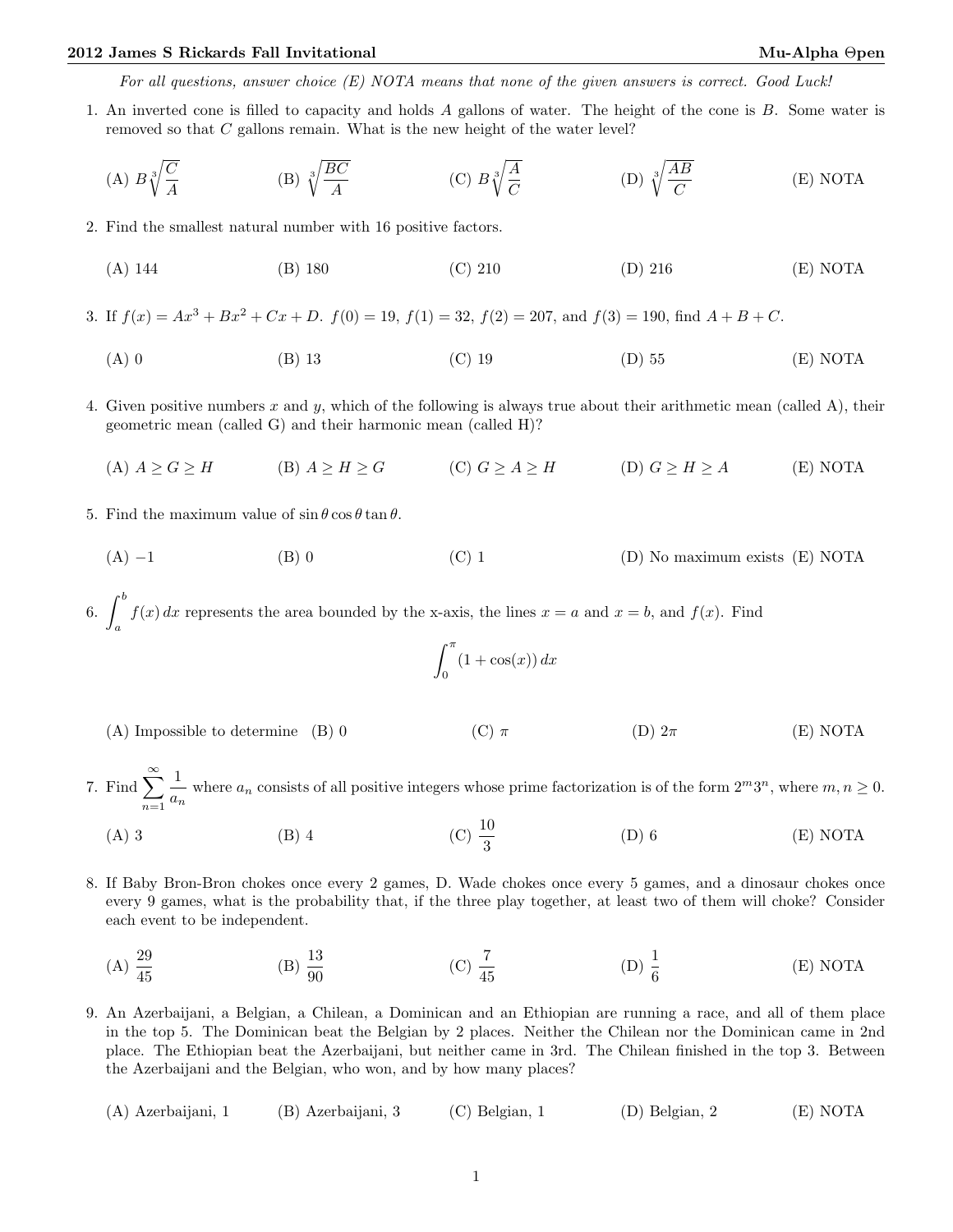*For all questions, answer choice (E) NOTA means that none of the given answers is correct. Good Luck!*

1. An inverted cone is filled to capacity and holds $A$ gallons of water. The height of the cone is $B$. Some water is removed so that $C$ gallons remain. What is the new height of the water level?

   (A) $B\sqrt[3]{\dfrac{C}{A}}$ (B) $\sqrt[3]{\dfrac{BC}{A}}$ (C) $B\sqrt[3]{\dfrac{A}{C}}$ (D) $\sqrt[3]{\dfrac{AB}{C}}$ (E) NOTA

2. Find the smallest natural number with 16 positive factors.

   (A) 144 (B) 180 (C) 210 (D) 216 (E) NOTA

3. If $f(x) = Ax^3 + Bx^2 + Cx + D$. $f(0) = 19$, $f(1) = 32$, $f(2) = 207$, and $f(3) = 190$, find $A + B + C$.

   (A) 0 (B) 13 (C) 19 (D) 55 (E) NOTA

4. Given positive numbers $x$ and $y$, which of the following is always true about their arithmetic mean (called A), their geometric mean (called G) and their harmonic mean (called H)?

   (A) $A \geq G \geq H$ (B) $A \geq H \geq G$ (C) $G \geq A \geq H$ (D) $G \geq H \geq A$ (E) NOTA

5. Find the maximum value of $\sin\theta\cos\theta\tan\theta$.

   (A) $-1$ (B) 0 (C) 1 (D) No maximum exists (E) NOTA

6. $\displaystyle\int_a^b f(x)\,dx$ represents the area bounded by the x-axis, the lines $x = a$ and $x = b$, and $f(x)$. Find

$$\int_0^\pi (1 + \cos(x))\,dx$$

   (A) Impossible to determine (B) 0 (C) $\pi$ (D) $2\pi$ (E) NOTA

7. Find $\displaystyle\sum_{n=1}^{\infty} \frac{1}{a_n}$ where $a_n$ consists of all positive integers whose prime factorization is of the form $2^m 3^n$, where $m, n \geq 0$.

   (A) 3 (B) 4 (C) $\dfrac{10}{3}$ (D) 6 (E) NOTA

8. If Baby Bron-Bron chokes once every 2 games, D. Wade chokes once every 5 games, and a dinosaur chokes once every 9 games, what is the probability that, if the three play together, at least two of them will choke? Consider each event to be independent.

   (A) $\dfrac{29}{45}$ (B) $\dfrac{13}{90}$ (C) $\dfrac{7}{45}$ (D) $\dfrac{1}{6}$ (E) NOTA

9. An Azerbaijani, a Belgian, a Chilean, a Dominican and an Ethiopian are running a race, and all of them place in the top 5. The Dominican beat the Belgian by 2 places. Neither the Chilean nor the Dominican came in 2nd place. The Ethiopian beat the Azerbaijani, but neither came in 3rd. The Chilean finished in the top 3. Between the Azerbaijani and the Belgian, who won, and by how many places?

   (A) Azerbaijani, 1 (B) Azerbaijani, 3 (C) Belgian, 1 (D) Belgian, 2 (E) NOTA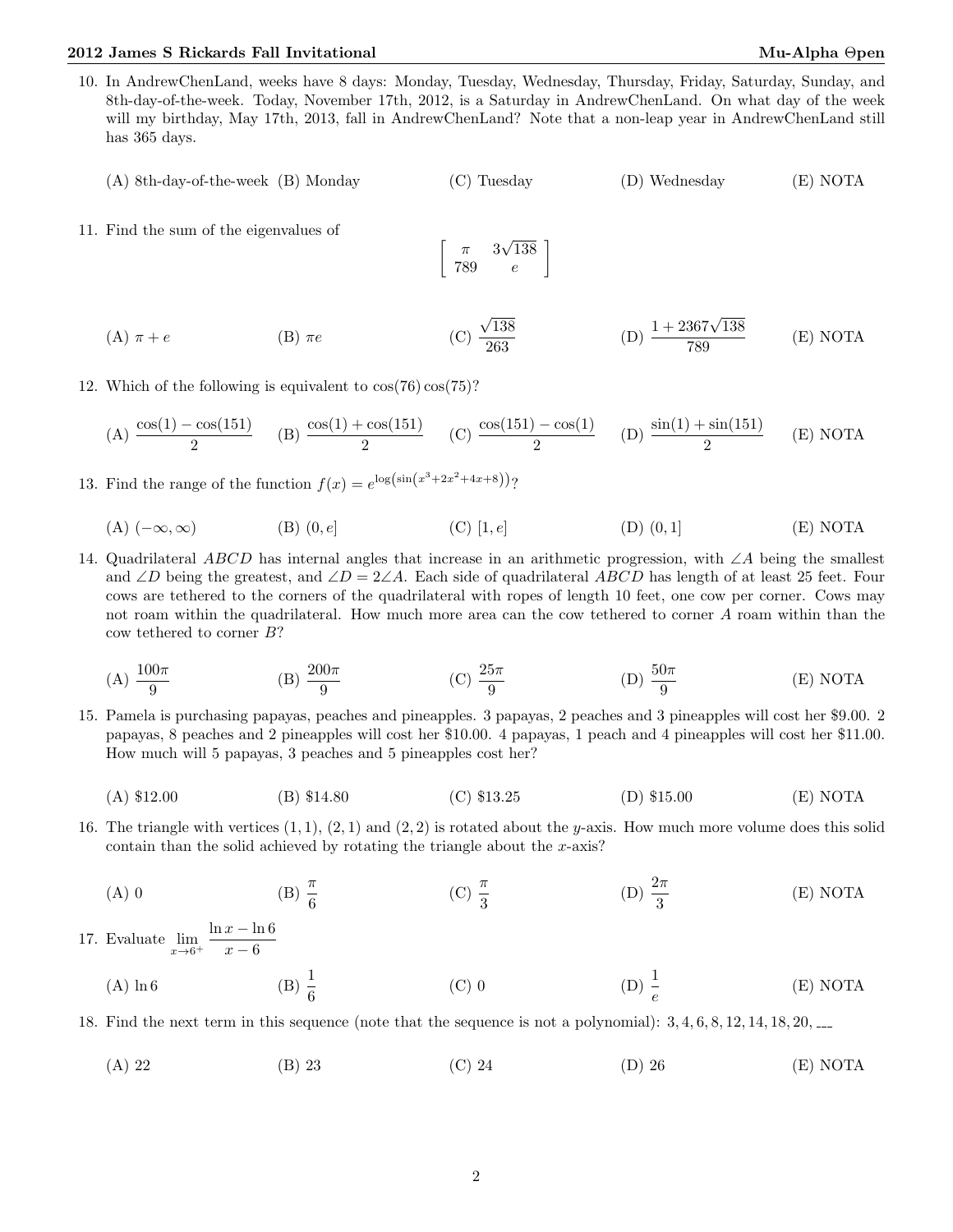10. In AndrewChenLand, weeks have 8 days: Monday, Tuesday, Wednesday, Thursday, Friday, Saturday, Sunday, and 8th-day-of-the-week. Today, November 17th, 2012, is a Saturday in AndrewChenLand. On what day of the week will my birthday, May 17th, 2013, fall in AndrewChenLand? Note that a non-leap year in AndrewChenLand still has 365 days.

    (A) 8th-day-of-the-week (B) Monday (C) Tuesday (D) Wednesday (E) NOTA

11. Find the sum of the eigenvalues of

$$\begin{bmatrix} \pi & 3\sqrt{138} \\ 789 & e \end{bmatrix}$$

    (A) $\pi + e$ (B) $\pi e$ (C) $\frac{\sqrt{138}}{263}$ (D) $\frac{1 + 2367\sqrt{138}}{789}$ (E) NOTA

12. Which of the following is equivalent to $\cos(76)\cos(75)$?

    (A) $\frac{\cos(1) - \cos(151)}{2}$ (B) $\frac{\cos(1) + \cos(151)}{2}$ (C) $\frac{\cos(151) - \cos(1)}{2}$ (D) $\frac{\sin(1) + \sin(151)}{2}$ (E) NOTA

13. Find the range of the function $f(x) = e^{\log\left(\sin\left(x^3+2x^2+4x+8\right)\right)}$?

    (A) $(-\infty, \infty)$ (B) $(0, e]$ (C) $[1, e]$ (D) $(0, 1]$ (E) NOTA

14. Quadrilateral $ABCD$ has internal angles that increase in an arithmetic progression, with $\angle A$ being the smallest and $\angle D$ being the greatest, and $\angle D = 2\angle A$. Each side of quadrilateral $ABCD$ has length of at least 25 feet. Four cows are tethered to the corners of the quadrilateral with ropes of length 10 feet, one cow per corner. Cows may not roam within the quadrilateral. How much more area can the cow tethered to corner $A$ roam within than the cow tethered to corner $B$?

    (A) $\frac{100\pi}{9}$ (B) $\frac{200\pi}{9}$ (C) $\frac{25\pi}{9}$ (D) $\frac{50\pi}{9}$ (E) NOTA

15. Pamela is purchasing papayas, peaches and pineapples. 3 papayas, 2 peaches and 3 pineapples will cost her \$9.00. 2 papayas, 8 peaches and 2 pineapples will cost her \$10.00. 4 papayas, 1 peach and 4 pineapples will cost her \$11.00. How much will 5 papayas, 3 peaches and 5 pineapples cost her?

    (A) \$12.00 (B) \$14.80 (C) \$13.25 (D) \$15.00 (E) NOTA

16. The triangle with vertices $(1, 1)$, $(2, 1)$ and $(2, 2)$ is rotated about the $y$-axis. How much more volume does this solid contain than the solid achieved by rotating the triangle about the $x$-axis?

    (A) 0 (B) $\frac{\pi}{6}$ (C) $\frac{\pi}{3}$ (D) $\frac{2\pi}{3}$ (E) NOTA

17. Evaluate $\lim_{x \to 6^+} \frac{\ln x - \ln 6}{x - 6}$

    (A) $\ln 6$ (B) $\frac{1}{6}$ (C) 0 (D) $\frac{1}{e}$ (E) NOTA

18. Find the next term in this sequence (note that the sequence is not a polynomial): $3, 4, 6, 8, 12, 14, 18, 20,$ ___

    (A) 22 (B) 23 (C) 24 (D) 26 (E) NOTA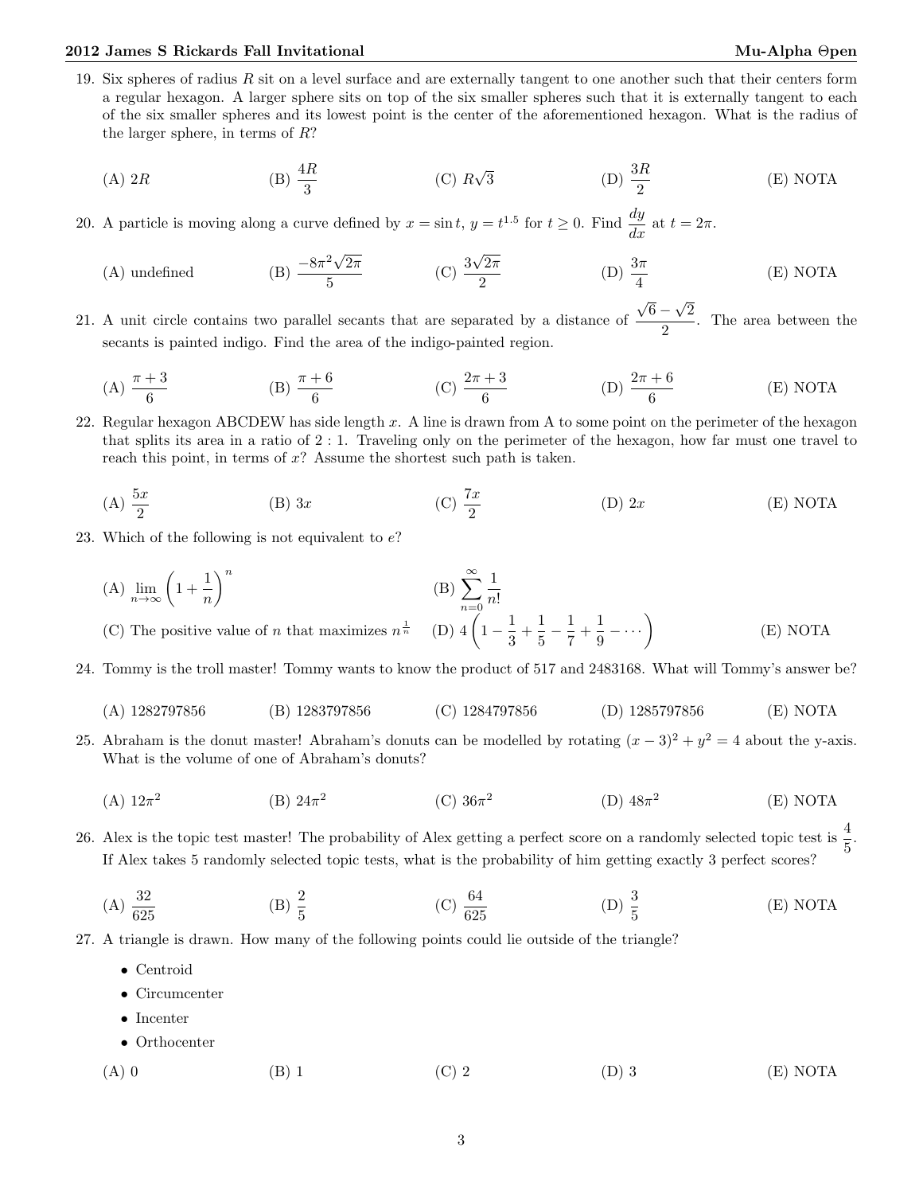19. Six spheres of radius $R$ sit on a level surface and are externally tangent to one another such that their centers form a regular hexagon. A larger sphere sits on top of the six smaller spheres such that it is externally tangent to each of the six smaller spheres and its lowest point is the center of the aforementioned hexagon. What is the radius of the larger sphere, in terms of $R$?

(A) $2R$ (B) $\frac{4R}{3}$ (C) $R\sqrt{3}$ (D) $\frac{3R}{2}$ (E) NOTA

20. A particle is moving along a curve defined by $x = \sin t$, $y = t^{1.5}$ for $t \geq 0$. Find $\frac{dy}{dx}$ at $t = 2\pi$.

(A) undefined (B) $\frac{-8\pi^2\sqrt{2\pi}}{5}$ (C) $\frac{3\sqrt{2\pi}}{2}$ (D) $\frac{3\pi}{4}$ (E) NOTA

21. A unit circle contains two parallel secants that are separated by a distance of $\frac{\sqrt{6}-\sqrt{2}}{2}$. The area between the secants is painted indigo. Find the area of the indigo-painted region.

(A) $\frac{\pi+3}{6}$ (B) $\frac{\pi+6}{6}$ (C) $\frac{2\pi+3}{6}$ (D) $\frac{2\pi+6}{6}$ (E) NOTA

22. Regular hexagon ABCDEW has side length $x$. A line is drawn from A to some point on the perimeter of the hexagon that splits its area in a ratio of 2 : 1. Traveling only on the perimeter of the hexagon, how far must one travel to reach this point, in terms of $x$? Assume the shortest such path is taken.

(A) $\frac{5x}{2}$ (B) $3x$ (C) $\frac{7x}{2}$ (D) $2x$ (E) NOTA

23. Which of the following is not equivalent to $e$?

(A) $\lim_{n\to\infty}\left(1+\frac{1}{n}\right)^n$ (B) $\sum_{n=0}^{\infty}\frac{1}{n!}$

(C) The positive value of $n$ that maximizes $n^{\frac{1}{n}}$ (D) $4\left(1-\frac{1}{3}+\frac{1}{5}-\frac{1}{7}+\frac{1}{9}-\cdots\right)$ (E) NOTA

24. Tommy is the troll master! Tommy wants to know the product of 517 and 2483168. What will Tommy's answer be?

(A) 1282797856 (B) 1283797856 (C) 1284797856 (D) 1285797856 (E) NOTA

25. Abraham is the donut master! Abraham's donuts can be modelled by rotating $(x-3)^2 + y^2 = 4$ about the y-axis. What is the volume of one of Abraham's donuts?

(A) $12\pi^2$ (B) $24\pi^2$ (C) $36\pi^2$ (D) $48\pi^2$ (E) NOTA

26. Alex is the topic test master! The probability of Alex getting a perfect score on a randomly selected topic test is $\frac{4}{5}$. If Alex takes 5 randomly selected topic tests, what is the probability of him getting exactly 3 perfect scores?

(A) $\frac{32}{625}$ (B) $\frac{2}{5}$ (C) $\frac{64}{625}$ (D) $\frac{3}{5}$ (E) NOTA

27. A triangle is drawn. How many of the following points could lie outside of the triangle?

- Centroid
- Circumcenter
- Incenter
- Orthocenter

(A) 0 (B) 1 (C) 2 (D) 3 (E) NOTA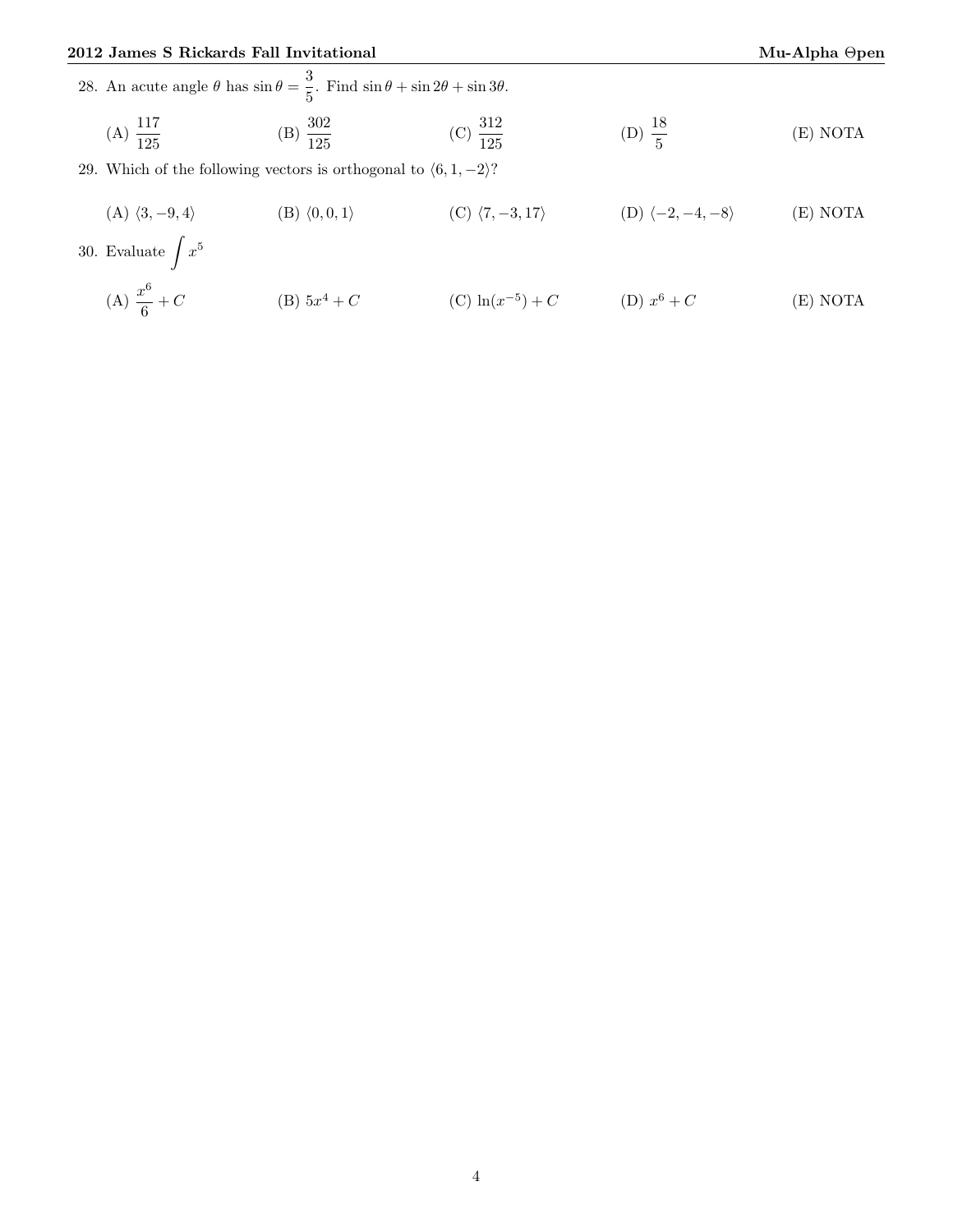28. An acute angle $\theta$ has $\sin\theta = \frac{3}{5}$. Find $\sin\theta + \sin 2\theta + \sin 3\theta$.

(A) $\frac{117}{125}$ (B) $\frac{302}{125}$ (C) $\frac{312}{125}$ (D) $\frac{18}{5}$ (E) NOTA

29. Which of the following vectors is orthogonal to $\langle 6, 1, -2\rangle$?

(A) $\langle 3, -9, 4\rangle$ (B) $\langle 0, 0, 1\rangle$ (C) $\langle 7, -3, 17\rangle$ (D) $\langle -2, -4, -8\rangle$ (E) NOTA

30. Evaluate $\int x^5$

(A) $\frac{x^6}{6} + C$ (B) $5x^4 + C$ (C) $\ln(x^{-5}) + C$ (D) $x^6 + C$ (E) NOTA